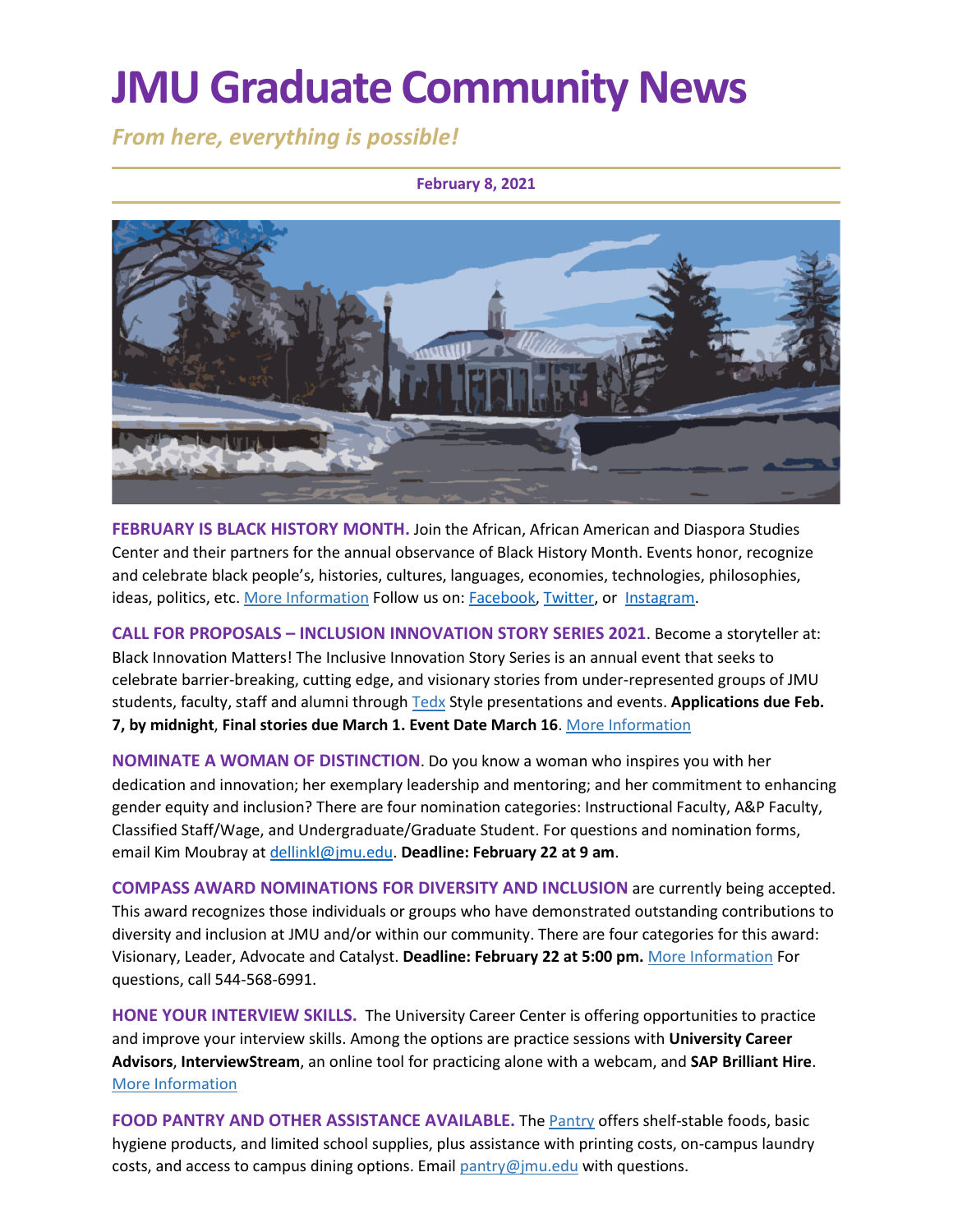# JMU Graduate Community News

*From here, everything is possible!*

**February 8, 2021**

**FEBRUARY IS BLACK HISTORY MONTH.** Join the African, African American and Diaspora Studies Center and their partners for the annual observance of Black History Month. Events honor, recognize and celebrate black people's, histories, cultures, languages, economies, technologies, philosophies, ideas, politics, etc. More Information Follow us on: Facebook, Twitter, or Instagram.

**CALL FOR PROPOSALS – INCLUSION INNOVATION STORY SERIES 2021**. Become a storyteller at: Black Innovation Matters! The Inclusive Innovation Story Series is an annual event that seeks to celebrate barrier-breaking, cutting edge, and visionary stories from under-represented groups of JMU students, faculty, staff and alumni through Tedx Style presentations and events. **Applications due Feb. 7, by midnight**, **Final stories due March 1. Event Date March 16**. More Information

**NOMINATE A WOMAN OF DISTINCTION**. Do you know a woman who inspires you with her dedication and innovation; her exemplary leadership and mentoring; and her commitment to enhancing gender equity and inclusion? There are four nomination categories: Instructional Faculty, A&P Faculty, Classified Staff/Wage, and Undergraduate/Graduate Student. For questions and nomination forms, email Kim Moubray at dellinkl@jmu.edu. **Deadline: February 22 at 9 am**.

**COMPASS AWARD NOMINATIONS FOR DIVERSITY AND INCLUSION** are currently being accepted. This award recognizes those individuals or groups who have demonstrated outstanding contributions to diversity and inclusion at JMU and/or within our community. There are four categories for this award: Visionary, Leader, Advocate and Catalyst. **Deadline: February 22 at 5:00 pm.** More Information For questions, call 544-568-6991.

**HONE YOUR INTERVIEW SKILLS.** The University Career Center is offering opportunities to practice and improve your interview skills. Among the options are practice sessions with **University Career Advisors**, **InterviewStream**, an online tool for practicing alone with a webcam, and **SAP Brilliant Hire**. More Information

**FOOD PANTRY AND OTHER ASSISTANCE AVAILABLE.** The Pantry offers shelf-stable foods, basic hygiene products, and limited school supplies, plus assistance with printing costs, on-campus laundry costs, and access to campus dining options. Email pantry@jmu.edu with questions.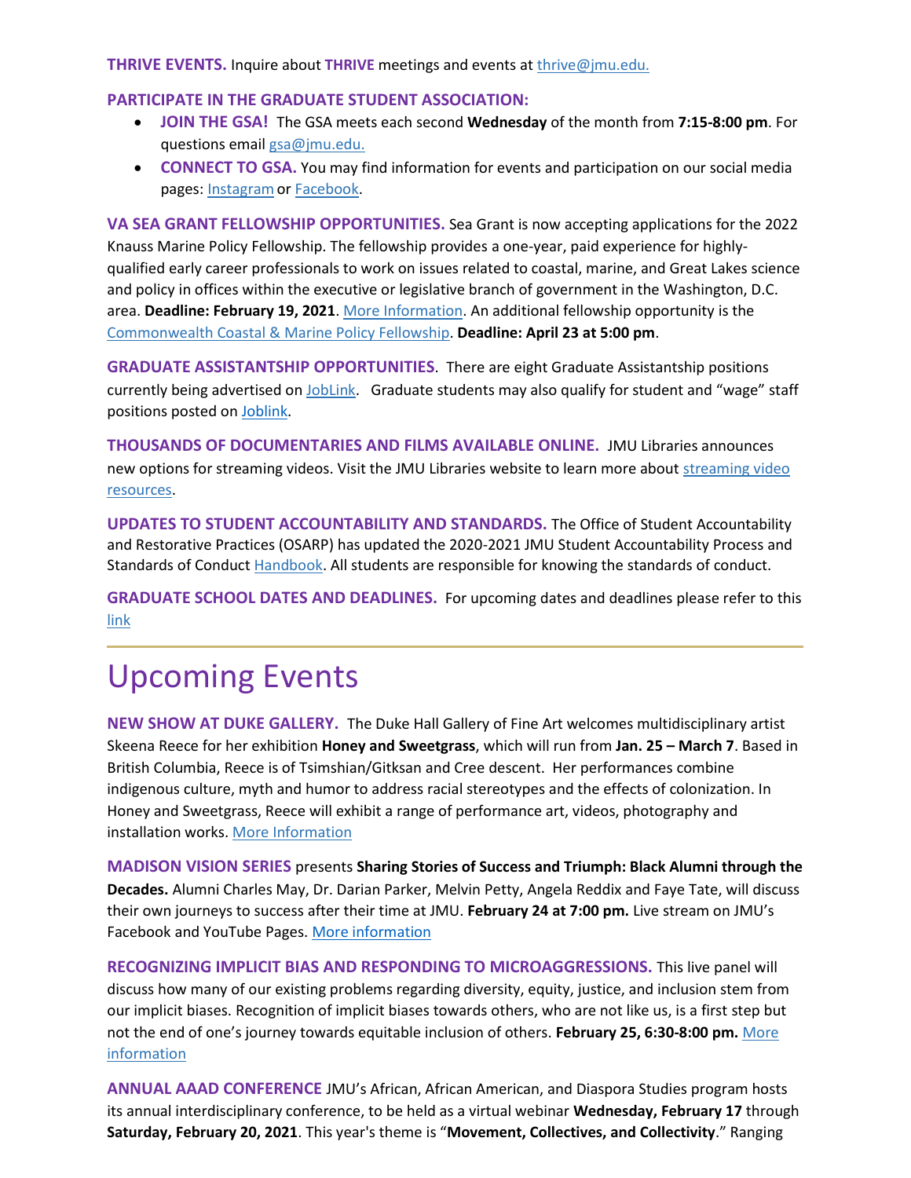**THRIVE EVENTS.** Inquire about **THRIVE** meetings and events at thrive@jmu.edu.

**PARTICIPATE IN THE GRADUATE STUDENT ASSOCIATION:**

- **JOIN THE GSA!** The GSA meets each second **Wednesday** of the month from **7:15-8:00 pm**. For questions email gsa@jmu.edu.
- **CONNECT TO GSA.** You may find information for events and participation on our social media pages: Instagram or Facebook.

**VA SEA GRANT FELLOWSHIP OPPORTUNITIES.** Sea Grant is now accepting applications for the 2022 Knauss Marine Policy Fellowship. The fellowship provides a one-year, paid experience for highly-qualified early career professionals to work on issues related to coastal, marine, and Great Lakes science and policy in offices within the executive or legislative branch of government in the Washington, D.C. area. **Deadline: February 19, 2021**. More Information. An additional fellowship opportunity is the Commonwealth Coastal & Marine Policy Fellowship. **Deadline: April 23 at 5:00 pm**.

**GRADUATE ASSISTANTSHIP OPPORTUNITIES**. There are eight Graduate Assistantship positions currently being advertised on JobLink. Graduate students may also qualify for student and "wage" staff positions posted on Joblink.

**THOUSANDS OF DOCUMENTARIES AND FILMS AVAILABLE ONLINE.** JMU Libraries announces new options for streaming videos. Visit the JMU Libraries website to learn more about streaming video resources.

**UPDATES TO STUDENT ACCOUNTABILITY AND STANDARDS.** The Office of Student Accountability and Restorative Practices (OSARP) has updated the 2020-2021 JMU Student Accountability Process and Standards of Conduct Handbook. All students are responsible for knowing the standards of conduct.

**GRADUATE SCHOOL DATES AND DEADLINES.** For upcoming dates and deadlines please refer to this link

---

# Upcoming Events

**NEW SHOW AT DUKE GALLERY.** The Duke Hall Gallery of Fine Art welcomes multidisciplinary artist Skeena Reece for her exhibition **Honey and Sweetgrass**, which will run from **Jan. 25 – March 7**. Based in British Columbia, Reece is of Tsimshian/Gitksan and Cree descent. Her performances combine indigenous culture, myth and humor to address racial stereotypes and the effects of colonization. In Honey and Sweetgrass, Reece will exhibit a range of performance art, videos, photography and installation works. More Information

**MADISON VISION SERIES** presents **Sharing Stories of Success and Triumph: Black Alumni through the Decades.** Alumni Charles May, Dr. Darian Parker, Melvin Petty, Angela Reddix and Faye Tate, will discuss their own journeys to success after their time at JMU. **February 24 at 7:00 pm.** Live stream on JMU's Facebook and YouTube Pages. More information

**RECOGNIZING IMPLICIT BIAS AND RESPONDING TO MICROAGGRESSIONS.** This live panel will discuss how many of our existing problems regarding diversity, equity, justice, and inclusion stem from our implicit biases. Recognition of implicit biases towards others, who are not like us, is a first step but not the end of one's journey towards equitable inclusion of others. **February 25, 6:30-8:00 pm.** More information

**ANNUAL AAAD CONFERENCE** JMU's African, African American, and Diaspora Studies program hosts its annual interdisciplinary conference, to be held as a virtual webinar **Wednesday, February 17** through **Saturday, February 20, 2021**. This year's theme is "**Movement, Collectives, and Collectivity**." Ranging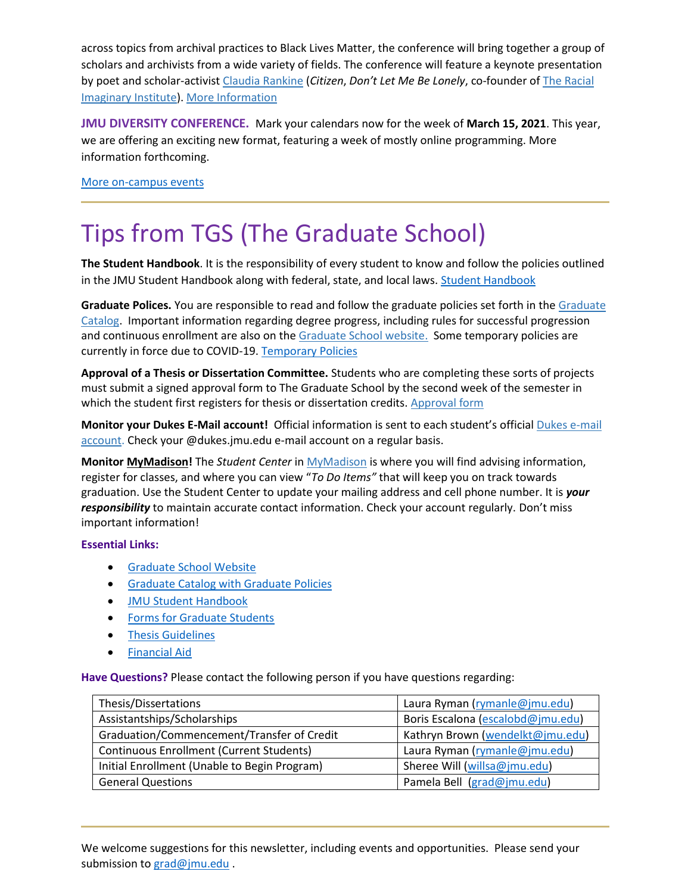across topics from archival practices to Black Lives Matter, the conference will bring together a group of scholars and archivists from a wide variety of fields. The conference will feature a keynote presentation by poet and scholar-activist Claudia Rankine (*Citizen*, *Don't Let Me Be Lonely*, co-founder of The Racial Imaginary Institute). More Information

**JMU DIVERSITY CONFERENCE.** Mark your calendars now for the week of **March 15, 2021**. This year, we are offering an exciting new format, featuring a week of mostly online programming. More information forthcoming.

More on-campus events

---

# Tips from TGS (The Graduate School)

**The Student Handbook**. It is the responsibility of every student to know and follow the policies outlined in the JMU Student Handbook along with federal, state, and local laws. Student Handbook

**Graduate Polices.** You are responsible to read and follow the graduate policies set forth in the Graduate Catalog. Important information regarding degree progress, including rules for successful progression and continuous enrollment are also on the Graduate School website. Some temporary policies are currently in force due to COVID-19. Temporary Policies

**Approval of a Thesis or Dissertation Committee.** Students who are completing these sorts of projects must submit a signed approval form to The Graduate School by the second week of the semester in which the student first registers for thesis or dissertation credits. Approval form

**Monitor your Dukes E-Mail account!** Official information is sent to each student's official Dukes e-mail account. Check your @dukes.jmu.edu e-mail account on a regular basis.

**Monitor MyMadison!** The *Student Center* in MyMadison is where you will find advising information, register for classes, and where you can view "*To Do Items"* that will keep you on track towards graduation. Use the Student Center to update your mailing address and cell phone number. It is ***your responsibility*** to maintain accurate contact information. Check your account regularly. Don't miss important information!

**Essential Links:**

- Graduate School Website
- Graduate Catalog with Graduate Policies
- JMU Student Handbook
- Forms for Graduate Students
- Thesis Guidelines
- Financial Aid

**Have Questions?** Please contact the following person if you have questions regarding:

| Topic | Contact |
|---|---|
| Thesis/Dissertations | Laura Ryman (rymanle@jmu.edu) |
| Assistantships/Scholarships | Boris Escalona (escalobd@jmu.edu) |
| Graduation/Commencement/Transfer of Credit | Kathryn Brown (wendelkt@jmu.edu) |
| Continuous Enrollment (Current Students) | Laura Ryman (rymanle@jmu.edu) |
| Initial Enrollment (Unable to Begin Program) | Sheree Will (willsa@jmu.edu) |
| General Questions | Pamela Bell (grad@jmu.edu) |

---

We welcome suggestions for this newsletter, including events and opportunities. Please send your submission to grad@jmu.edu .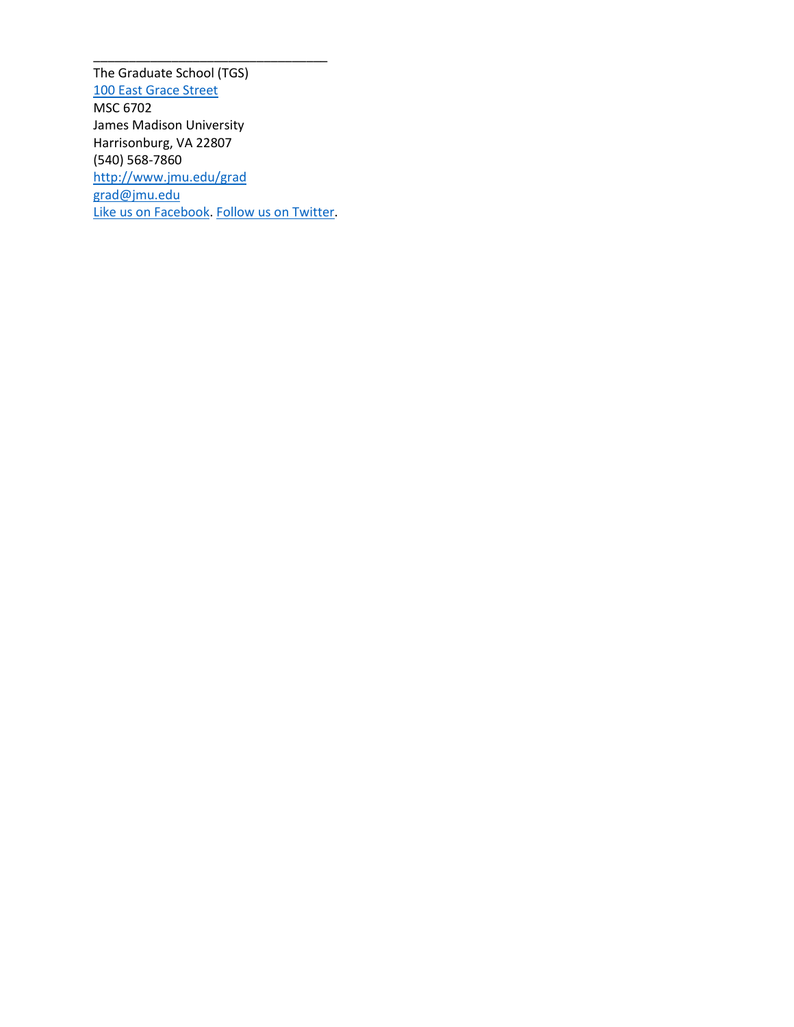\_\_\_\_\_\_\_\_\_\_\_\_\_\_\_\_\_\_\_\_\_\_\_\_\_\_\_\_\_\_\_\_\_\_

The Graduate School (TGS)  
100 East Grace Street  
MSC 6702  
James Madison University  
Harrisonburg, VA 22807  
(540) 568-7860  
http://www.jmu.edu/grad  
grad@jmu.edu  
Like us on Facebook. Follow us on Twitter.